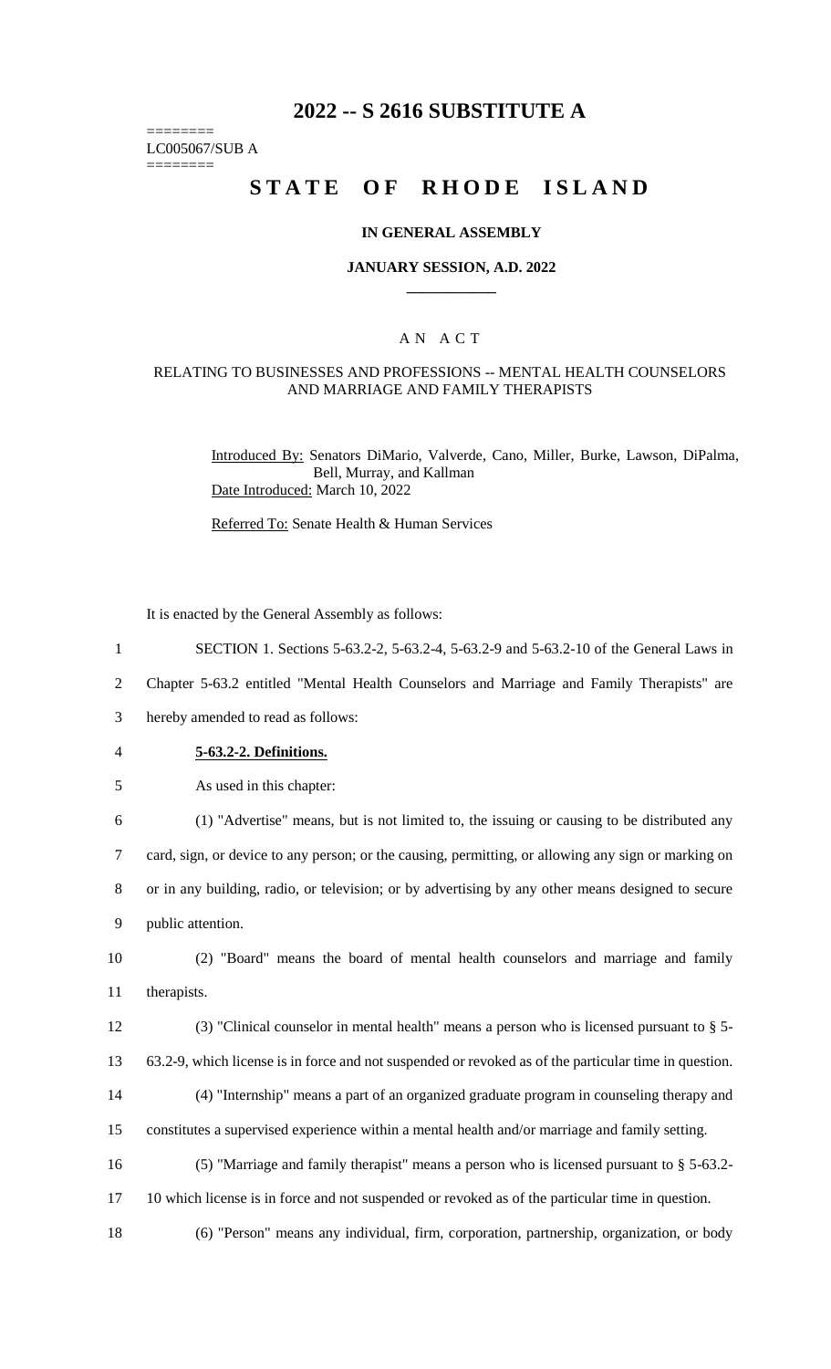# 2022 -- S 2616 SUBSTITUTE A

========
LC005067/SUB A
========

# STATE OF RHODE ISLAND

### IN GENERAL ASSEMBLY

### JANUARY SESSION, A.D. 2022

____________

### A N A C T

### RELATING TO BUSINESSES AND PROFESSIONS -- MENTAL HEALTH COUNSELORS AND MARRIAGE AND FAMILY THERAPISTS

Introduced By: Senators DiMario, Valverde, Cano, Miller, Burke, Lawson, DiPalma, Bell, Murray, and Kallman

Date Introduced: March 10, 2022

Referred To: Senate Health & Human Services

It is enacted by the General Assembly as follows:

1 SECTION 1. Sections 5-63.2-2, 5-63.2-4, 5-63.2-9 and 5-63.2-10 of the General Laws in
2 Chapter 5-63.2 entitled "Mental Health Counselors and Marriage and Family Therapists" are
3 hereby amended to read as follows:

4 **5-63.2-2. Definitions.**

5 As used in this chapter:

6 (1) "Advertise" means, but is not limited to, the issuing or causing to be distributed any
7 card, sign, or device to any person; or the causing, permitting, or allowing any sign or marking on
8 or in any building, radio, or television; or by advertising by any other means designed to secure
9 public attention.

10 (2) "Board" means the board of mental health counselors and marriage and family
11 therapists.

12 (3) "Clinical counselor in mental health" means a person who is licensed pursuant to § 5-
13 63.2-9, which license is in force and not suspended or revoked as of the particular time in question.

14 (4) "Internship" means a part of an organized graduate program in counseling therapy and
15 constitutes a supervised experience within a mental health and/or marriage and family setting.

16 (5) "Marriage and family therapist" means a person who is licensed pursuant to § 5-63.2-
17 10 which license is in force and not suspended or revoked as of the particular time in question.

18 (6) "Person" means any individual, firm, corporation, partnership, organization, or body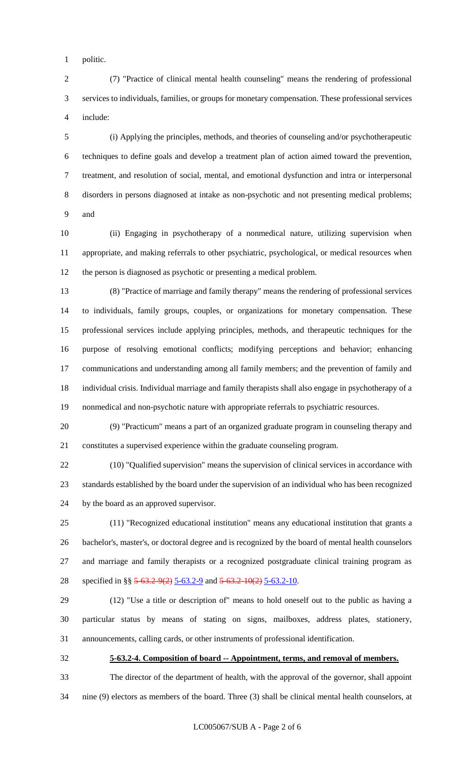politic.

(7) "Practice of clinical mental health counseling" means the rendering of professional services to individuals, families, or groups for monetary compensation. These professional services include:

(i) Applying the principles, methods, and theories of counseling and/or psychotherapeutic techniques to define goals and develop a treatment plan of action aimed toward the prevention, treatment, and resolution of social, mental, and emotional dysfunction and intra or interpersonal disorders in persons diagnosed at intake as non-psychotic and not presenting medical problems; and

(ii) Engaging in psychotherapy of a nonmedical nature, utilizing supervision when appropriate, and making referrals to other psychiatric, psychological, or medical resources when the person is diagnosed as psychotic or presenting a medical problem.

(8) "Practice of marriage and family therapy" means the rendering of professional services to individuals, family groups, couples, or organizations for monetary compensation. These professional services include applying principles, methods, and therapeutic techniques for the purpose of resolving emotional conflicts; modifying perceptions and behavior; enhancing communications and understanding among all family members; and the prevention of family and individual crisis. Individual marriage and family therapists shall also engage in psychotherapy of a nonmedical and non-psychotic nature with appropriate referrals to psychiatric resources.

(9) "Practicum" means a part of an organized graduate program in counseling therapy and constitutes a supervised experience within the graduate counseling program.

(10) "Qualified supervision" means the supervision of clinical services in accordance with standards established by the board under the supervision of an individual who has been recognized by the board as an approved supervisor.

(11) "Recognized educational institution" means any educational institution that grants a bachelor's, master's, or doctoral degree and is recognized by the board of mental health counselors and marriage and family therapists or a recognized postgraduate clinical training program as specified in §§ ~~5-63.2-9(2)~~ 5-63.2-9 and ~~5-63.2-10(2)~~ 5-63.2-10.

(12) "Use a title or description of" means to hold oneself out to the public as having a particular status by means of stating on signs, mailboxes, address plates, stationery, announcements, calling cards, or other instruments of professional identification.

**5-63.2-4. Composition of board -- Appointment, terms, and removal of members.**

The director of the department of health, with the approval of the governor, shall appoint nine (9) electors as members of the board. Three (3) shall be clinical mental health counselors, at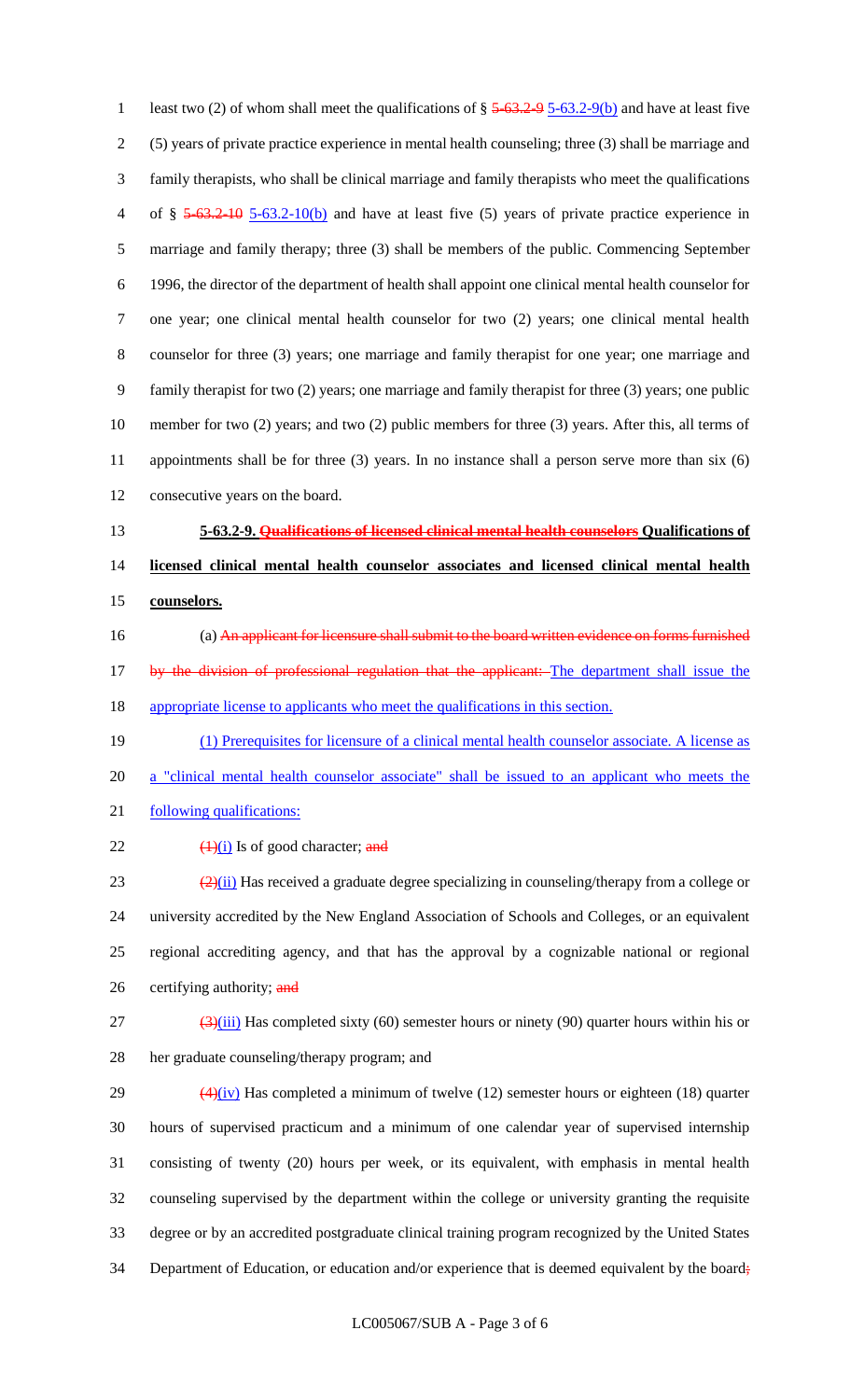least two (2) of whom shall meet the qualifications of § ~~5-63.2-9~~ 5-63.2-9(b) and have at least five (5) years of private practice experience in mental health counseling; three (3) shall be marriage and family therapists, who shall be clinical marriage and family therapists who meet the qualifications of § ~~5-63.2-10~~ 5-63.2-10(b) and have at least five (5) years of private practice experience in marriage and family therapy; three (3) shall be members of the public. Commencing September 1996, the director of the department of health shall appoint one clinical mental health counselor for one year; one clinical mental health counselor for two (2) years; one clinical mental health counselor for three (3) years; one marriage and family therapist for one year; one marriage and family therapist for two (2) years; one marriage and family therapist for three (3) years; one public member for two (2) years; and two (2) public members for three (3) years. After this, all terms of appointments shall be for three (3) years. In no instance shall a person serve more than six (6) consecutive years on the board.

**5-63.2-9. ~~Qualifications of licensed clinical mental health counselors~~ Qualifications of licensed clinical mental health counselor associates and licensed clinical mental health counselors.**

(a) ~~An applicant for licensure shall submit to the board written evidence on forms furnished by the division of professional regulation that the applicant:~~ The department shall issue the appropriate license to applicants who meet the qualifications in this section.

(1) Prerequisites for licensure of a clinical mental health counselor associate. A license as a "clinical mental health counselor associate" shall be issued to an applicant who meets the following qualifications:

~~(1)~~(i) Is of good character; ~~and~~

~~(2)~~(ii) Has received a graduate degree specializing in counseling/therapy from a college or university accredited by the New England Association of Schools and Colleges, or an equivalent regional accrediting agency, and that has the approval by a cognizable national or regional certifying authority; ~~and~~

~~(3)~~(iii) Has completed sixty (60) semester hours or ninety (90) quarter hours within his or her graduate counseling/therapy program; and

~~(4)~~(iv) Has completed a minimum of twelve (12) semester hours or eighteen (18) quarter hours of supervised practicum and a minimum of one calendar year of supervised internship consisting of twenty (20) hours per week, or its equivalent, with emphasis in mental health counseling supervised by the department within the college or university granting the requisite degree or by an accredited postgraduate clinical training program recognized by the United States Department of Education, or education and/or experience that is deemed equivalent by the board~~;~~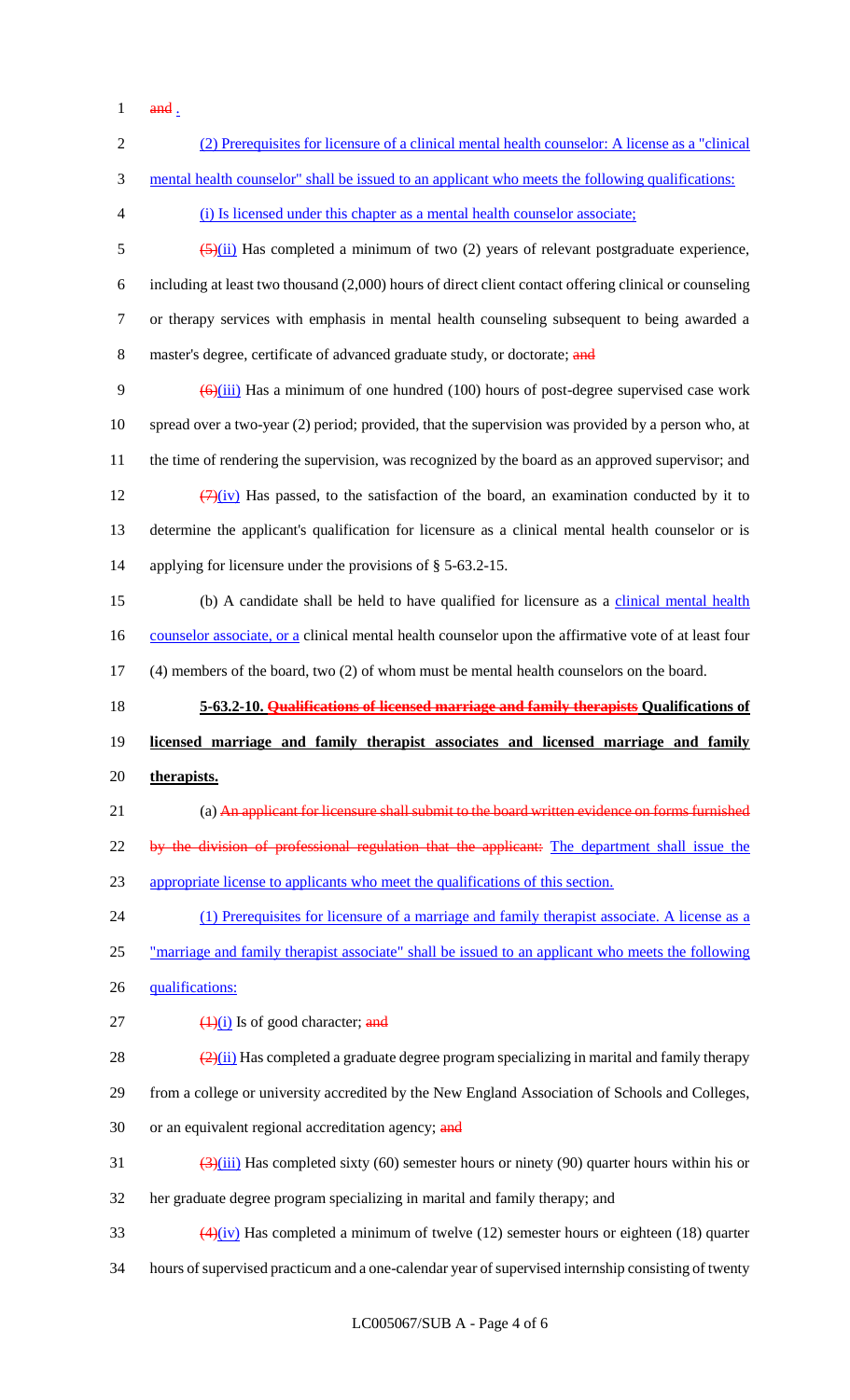and .

(2) Prerequisites for licensure of a clinical mental health counselor: A license as a "clinical mental health counselor" shall be issued to an applicant who meets the following qualifications:

(i) Is licensed under this chapter as a mental health counselor associate;

(5)(ii) Has completed a minimum of two (2) years of relevant postgraduate experience, including at least two thousand (2,000) hours of direct client contact offering clinical or counseling or therapy services with emphasis in mental health counseling subsequent to being awarded a master's degree, certificate of advanced graduate study, or doctorate; and

(6)(iii) Has a minimum of one hundred (100) hours of post-degree supervised case work spread over a two-year (2) period; provided, that the supervision was provided by a person who, at the time of rendering the supervision, was recognized by the board as an approved supervisor; and

(7)(iv) Has passed, to the satisfaction of the board, an examination conducted by it to determine the applicant's qualification for licensure as a clinical mental health counselor or is applying for licensure under the provisions of § 5-63.2-15.

(b) A candidate shall be held to have qualified for licensure as a clinical mental health counselor associate, or a clinical mental health counselor upon the affirmative vote of at least four (4) members of the board, two (2) of whom must be mental health counselors on the board.

**5-63.2-10. Qualifications of licensed marriage and family therapists Qualifications of licensed marriage and family therapist associates and licensed marriage and family therapists.**

(a) An applicant for licensure shall submit to the board written evidence on forms furnished by the division of professional regulation that the applicant: The department shall issue the appropriate license to applicants who meet the qualifications of this section.

(1) Prerequisites for licensure of a marriage and family therapist associate. A license as a "marriage and family therapist associate" shall be issued to an applicant who meets the following qualifications:

(1)(i) Is of good character; and

(2)(ii) Has completed a graduate degree program specializing in marital and family therapy from a college or university accredited by the New England Association of Schools and Colleges, or an equivalent regional accreditation agency; and

(3)(iii) Has completed sixty (60) semester hours or ninety (90) quarter hours within his or her graduate degree program specializing in marital and family therapy; and

(4)(iv) Has completed a minimum of twelve (12) semester hours or eighteen (18) quarter hours of supervised practicum and a one-calendar year of supervised internship consisting of twenty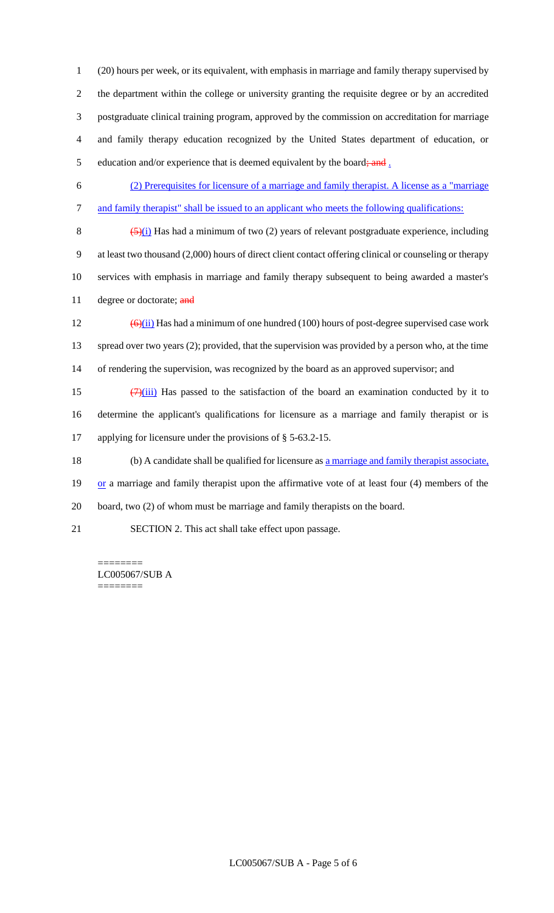(20) hours per week, or its equivalent, with emphasis in marriage and family therapy supervised by the department within the college or university granting the requisite degree or by an accredited postgraduate clinical training program, approved by the commission on accreditation for marriage and family therapy education recognized by the United States department of education, or education and/or experience that is deemed equivalent by the board~~; and~~ .

(2) Prerequisites for licensure of a marriage and family therapist. A license as a "marriage and family therapist" shall be issued to an applicant who meets the following qualifications:

~~(5)~~(i) Has had a minimum of two (2) years of relevant postgraduate experience, including at least two thousand (2,000) hours of direct client contact offering clinical or counseling or therapy services with emphasis in marriage and family therapy subsequent to being awarded a master's degree or doctorate; ~~and~~

~~(6)~~(ii) Has had a minimum of one hundred (100) hours of post-degree supervised case work spread over two years (2); provided, that the supervision was provided by a person who, at the time of rendering the supervision, was recognized by the board as an approved supervisor; and

~~(7)~~(iii) Has passed to the satisfaction of the board an examination conducted by it to determine the applicant's qualifications for licensure as a marriage and family therapist or is applying for licensure under the provisions of § 5-63.2-15.

(b) A candidate shall be qualified for licensure as a marriage and family therapist associate, or a marriage and family therapist upon the affirmative vote of at least four (4) members of the board, two (2) of whom must be marriage and family therapists on the board.

SECTION 2. This act shall take effect upon passage.

========
LC005067/SUB A
========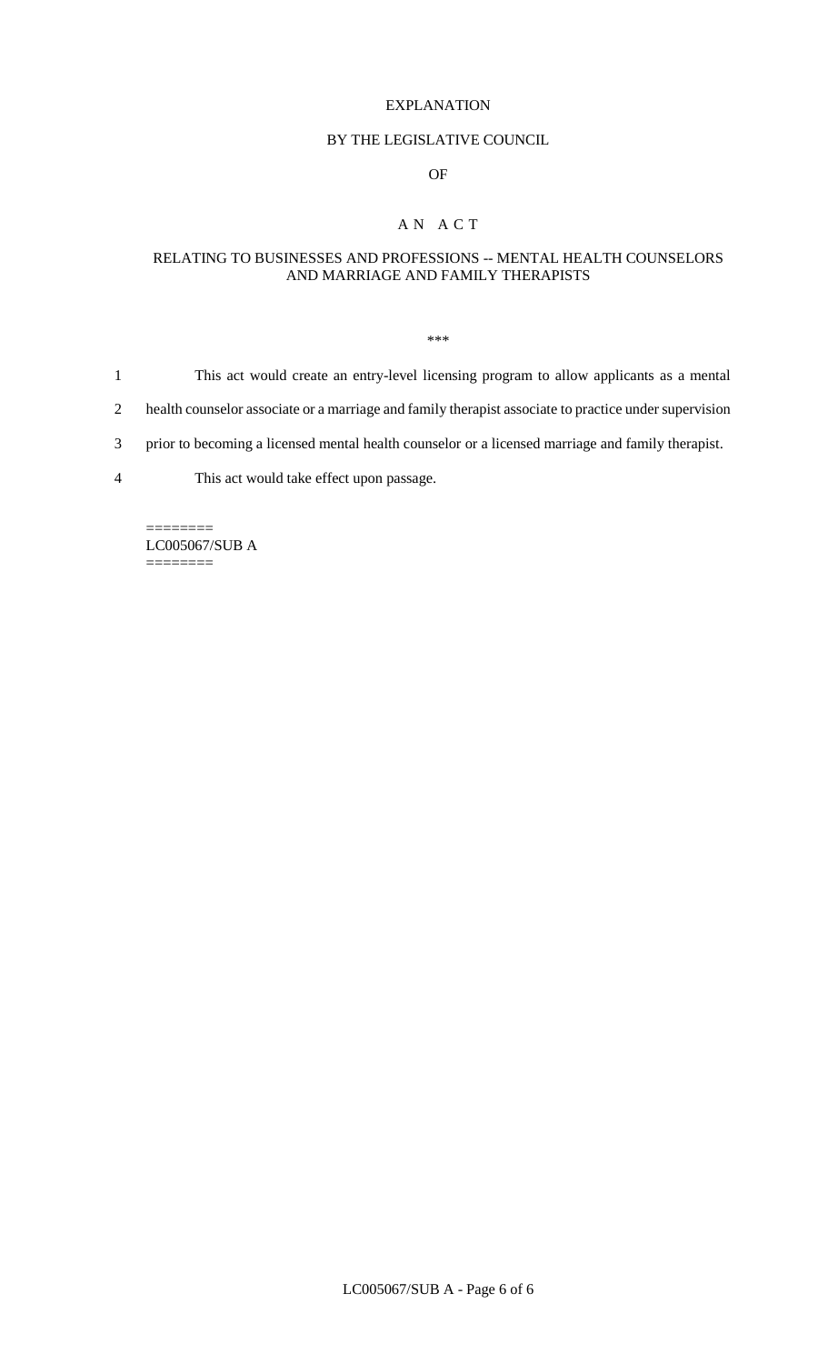EXPLANATION

BY THE LEGISLATIVE COUNCIL

OF

# A N A C T

RELATING TO BUSINESSES AND PROFESSIONS -- MENTAL HEALTH COUNSELORS AND MARRIAGE AND FAMILY THERAPISTS

\*\*\*

1 This act would create an entry-level licensing program to allow applicants as a mental
2 health counselor associate or a marriage and family therapist associate to practice under supervision
3 prior to becoming a licensed mental health counselor or a licensed marriage and family therapist.
4 This act would take effect upon passage.

========
LC005067/SUB A
========